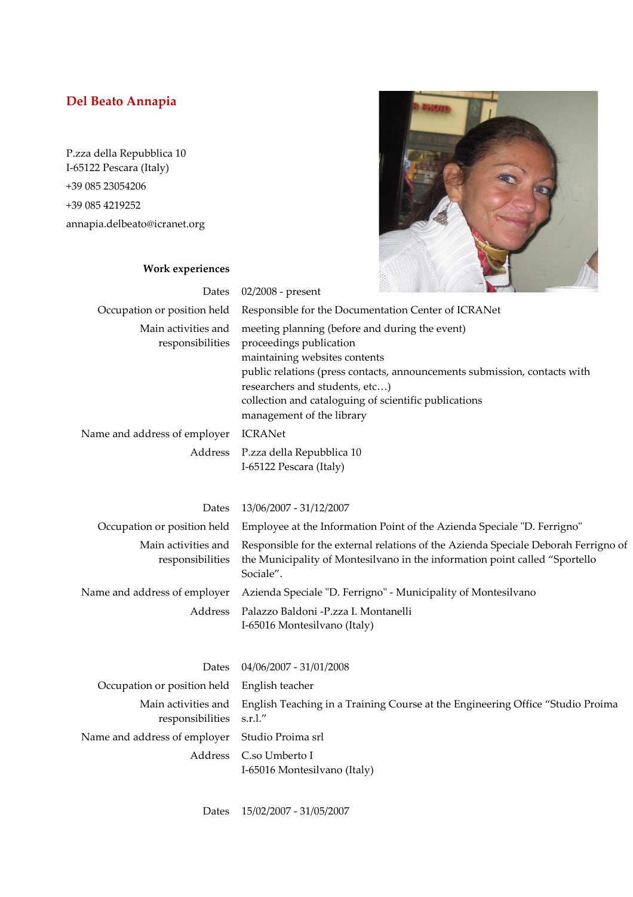# Del Beato Annapia

P.zza della Repubblica 10
I-65122 Pescara (Italy)

+39 085 23054206

+39 085 4219252

annapia.delbeato@icranet.org

## Work experiences

| | |
|---|---|
| Dates | 02/2008 - present |
| Occupation or position held | Responsible for the Documentation Center of ICRANet |
| Main activities and responsibilities | meeting planning (before and during the event)<br>proceedings publication<br>maintaining websites contents<br>public relations (press contacts, announcements submission, contacts with researchers and students, etc…)<br>collection and cataloguing of scientific publications<br>management of the library |
| Name and address of employer | ICRANet |
| Address | P.zza della Repubblica 10<br>I-65122 Pescara (Italy) |

| | |
|---|---|
| Dates | 13/06/2007 - 31/12/2007 |
| Occupation or position held | Employee at the Information Point of the Azienda Speciale "D. Ferrigno" |
| Main activities and responsibilities | Responsible for the external relations of the Azienda Speciale Deborah Ferrigno of the Municipality of Montesilvano in the information point called "Sportello Sociale". |
| Name and address of employer | Azienda Speciale "D. Ferrigno" - Municipality of Montesilvano |
| Address | Palazzo Baldoni -P.zza I. Montanelli<br>I-65016 Montesilvano (Italy) |

| | |
|---|---|
| Dates | 04/06/2007 - 31/01/2008 |
| Occupation or position held | English teacher |
| Main activities and responsibilities | English Teaching in a Training Course at the Engineering Office "Studio Proima s.r.l." |
| Name and address of employer | Studio Proima srl |
| Address | C.so Umberto I<br>I-65016 Montesilvano (Italy) |

| | |
|---|---|
| Dates | 15/02/2007 - 31/05/2007 |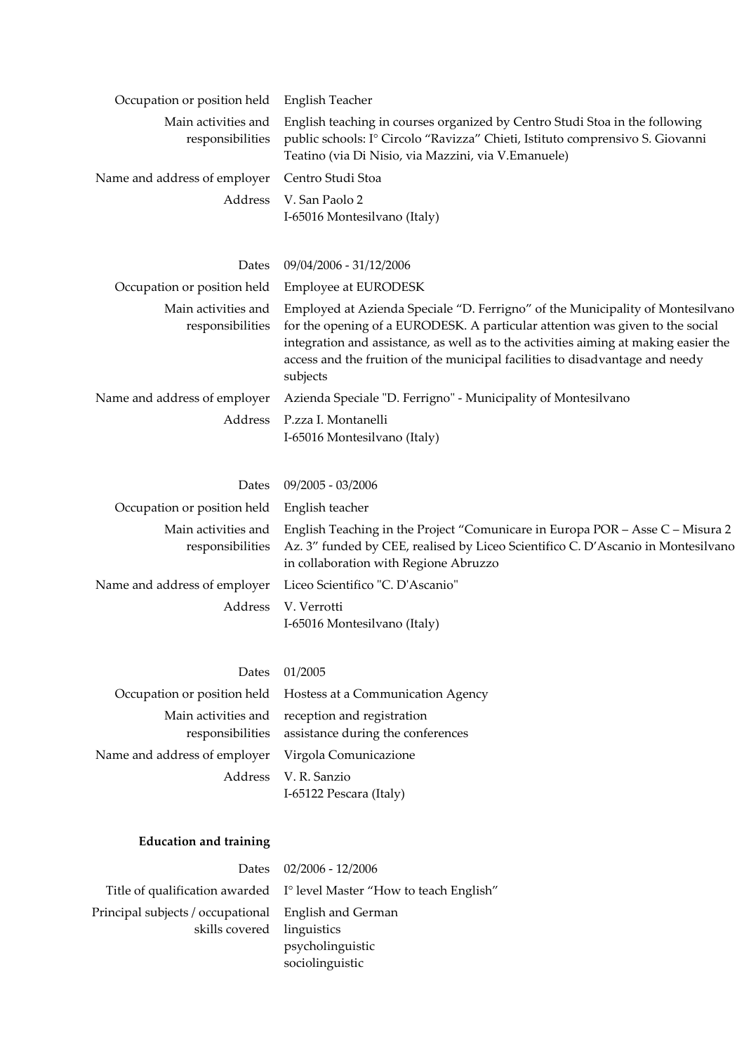| | |
|---|---|
| Occupation or position held | English Teacher |
| Main activities and responsibilities | English teaching in courses organized by Centro Studi Stoa in the following public schools: I° Circolo "Ravizza" Chieti, Istituto comprensivo S. Giovanni Teatino (via Di Nisio, via Mazzini, via V.Emanuele) |
| Name and address of employer | Centro Studi Stoa |
| Address | V. San Paolo 2<br>I-65016 Montesilvano (Italy) |

| | |
|---|---|
| Dates | 09/04/2006 - 31/12/2006 |
| Occupation or position held | Employee at EURODESK |
| Main activities and responsibilities | Employed at Azienda Speciale "D. Ferrigno" of the Municipality of Montesilvano for the opening of a EURODESK. A particular attention was given to the social integration and assistance, as well as to the activities aiming at making easier the access and the fruition of the municipal facilities to disadvantage and needy subjects |
| Name and address of employer | Azienda Speciale "D. Ferrigno" - Municipality of Montesilvano |
| Address | P.zza I. Montanelli<br>I-65016 Montesilvano (Italy) |

| | |
|---|---|
| Dates | 09/2005 - 03/2006 |
| Occupation or position held | English teacher |
| Main activities and responsibilities | English Teaching in the Project "Comunicare in Europa POR – Asse C – Misura 2 Az. 3" funded by CEE, realised by Liceo Scientifico C. D'Ascanio in Montesilvano in collaboration with Regione Abruzzo |
| Name and address of employer | Liceo Scientifico "C. D'Ascanio" |
| Address | V. Verrotti<br>I-65016 Montesilvano (Italy) |

| | |
|---|---|
| Dates | 01/2005 |
| Occupation or position held | Hostess at a Communication Agency |
| Main activities and responsibilities | reception and registration<br>assistance during the conferences |
| Name and address of employer | Virgola Comunicazione |
| Address | V. R. Sanzio<br>I-65122 Pescara (Italy) |

**Education and training**

| | |
|---|---|
| Dates | 02/2006 - 12/2006 |
| Title of qualification awarded | I° level Master "How to teach English" |
| Principal subjects / occupational skills covered | English and German<br>linguistics<br>psycholinguistic<br>sociolinguistic |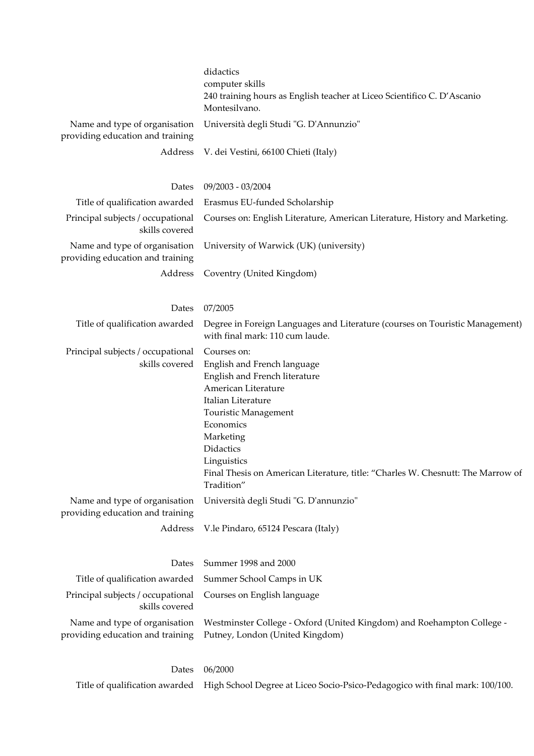| | |
|---|---|
| | didactics<br>computer skills<br>240 training hours as English teacher at Liceo Scientifico C. D'Ascanio Montesilvano. |
| Name and type of organisation providing education and training | Università degli Studi "G. D'Annunzio" |
| Address | V. dei Vestini, 66100 Chieti (Italy) |
| | |
| Dates | 09/2003 - 03/2004 |
| Title of qualification awarded | Erasmus EU-funded Scholarship |
| Principal subjects / occupational skills covered | Courses on: English Literature, American Literature, History and Marketing. |
| Name and type of organisation providing education and training | University of Warwick (UK) (university) |
| Address | Coventry (United Kingdom) |
| | |
| Dates | 07/2005 |
| Title of qualification awarded | Degree in Foreign Languages and Literature (courses on Touristic Management) with final mark: 110 cum laude. |
| Principal subjects / occupational skills covered | Courses on:<br>English and French language<br>English and French literature<br>American Literature<br>Italian Literature<br>Touristic Management<br>Economics<br>Marketing<br>Didactics<br>Linguistics<br>Final Thesis on American Literature, title: "Charles W. Chesnutt: The Marrow of Tradition" |
| Name and type of organisation providing education and training | Università degli Studi "G. D'annunzio" |
| Address | V.le Pindaro, 65124 Pescara (Italy) |
| | |
| Dates | Summer 1998 and 2000 |
| Title of qualification awarded | Summer School Camps in UK |
| Principal subjects / occupational skills covered | Courses on English language |
| Name and type of organisation providing education and training | Westminster College - Oxford (United Kingdom) and Roehampton College - Putney, London (United Kingdom) |
| | |
| Dates | 06/2000 |
| Title of qualification awarded | High School Degree at Liceo Socio-Psico-Pedagogico with final mark: 100/100. |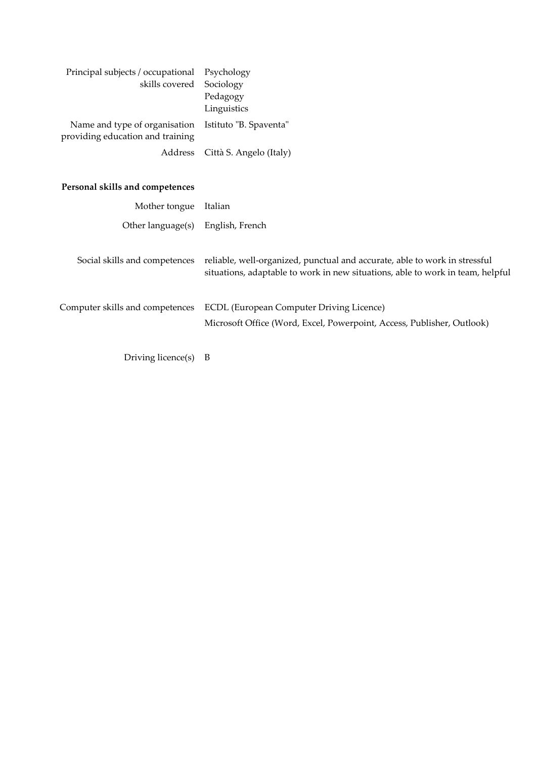| | |
|---|---|
| Principal subjects / occupational skills covered | Psychology<br>Sociology<br>Pedagogy<br>Linguistics |
| Name and type of organisation providing education and training | Istituto "B. Spaventa" |
| Address | Città S. Angelo (Italy) |

**Personal skills and competences**

| | |
|---|---|
| Mother tongue | Italian |
| Other language(s) | English, French |
| Social skills and competences | reliable, well-organized, punctual and accurate, able to work in stressful situations, adaptable to work in new situations, able to work in team, helpful |
| Computer skills and competences | ECDL (European Computer Driving Licence)<br>Microsoft Office (Word, Excel, Powerpoint, Access, Publisher, Outlook) |
| Driving licence(s) | B |